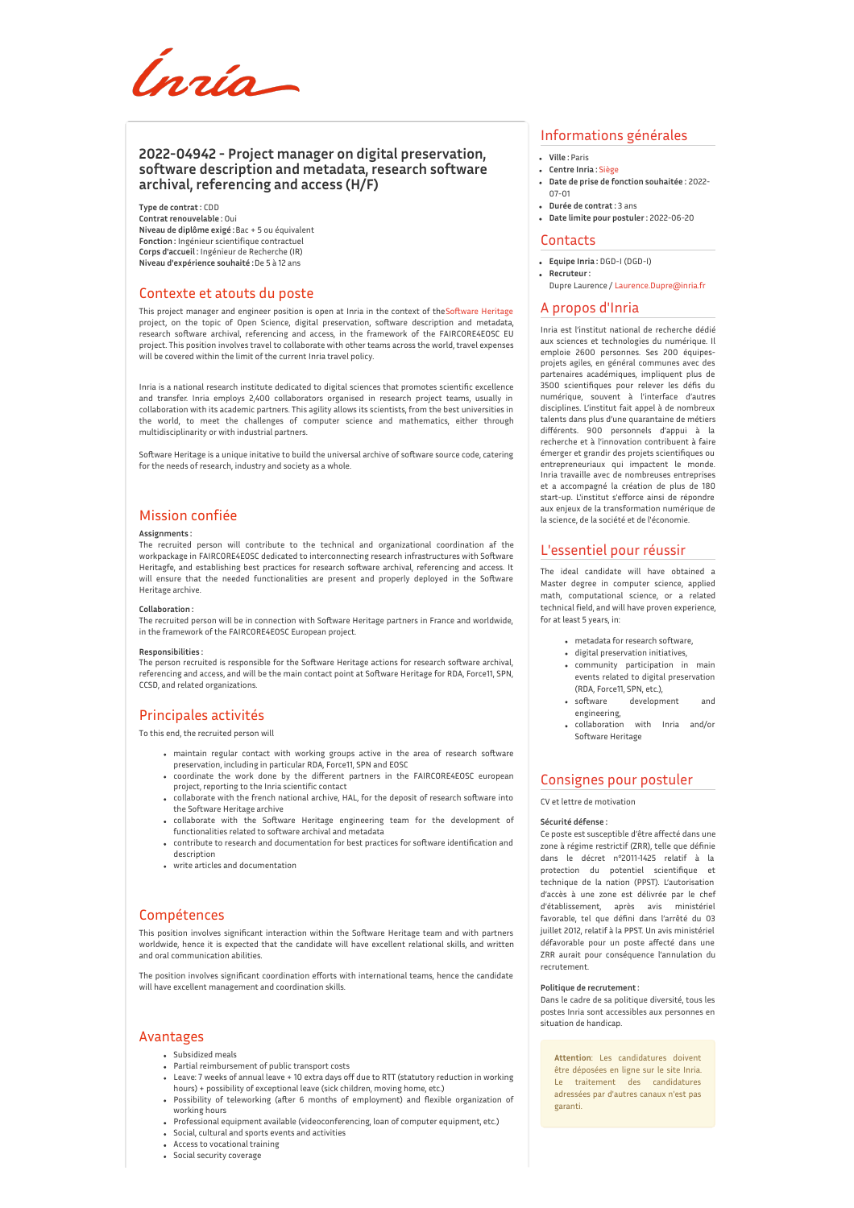# 2022-04942 - Project manager on digital preservation, software description and metadata, research software archival, referencing and access (H/F)

**Type de contrat :** CDD
**Contrat renouvelable :** Oui
**Niveau de diplôme exigé :** Bac + 5 ou équivalent
**Fonction :** Ingénieur scientifique contractuel
**Corps d'accueil :** Ingénieur de Recherche (IR)
**Niveau d'expérience souhaité :** De 5 à 12 ans

## Contexte et atouts du poste

This project manager and engineer position is open at Inria in the context of the Software Heritage project, on the topic of Open Science, digital preservation, software description and metadata, research software archival, referencing and access, in the framework of the FAIRCORE4EOSC EU project. This position involves travel to collaborate with other teams across the world, travel expenses will be covered within the limit of the current Inria travel policy.

Inria is a national research institute dedicated to digital sciences that promotes scientific excellence and transfer. Inria employs 2,400 collaborators organised in research project teams, usually in collaboration with its academic partners. This agility allows its scientists, from the best universities in the world, to meet the challenges of computer science and mathematics, either through multidisciplinarity or with industrial partners.

Software Heritage is a unique initative to build the universal archive of software source code, catering for the needs of research, industry and society as a whole.

## Mission confiée

**Assignments :**
The recruited person will contribute to the technical and organizational coordination af the workpackage in FAIRCORE4EOSC dedicated to interconnecting research infrastructures with Software Heritagfe, and establishing best practices for research software archival, referencing and access. It will ensure that the needed functionalities are present and properly deployed in the Software Heritage archive.

**Collaboration :**
The recruited person will be in connection with Software Heritage partners in France and worldwide, in the framework of the FAIRCORE4EOSC European project.

**Responsibilities :**
The person recruited is responsible for the Software Heritage actions for research software archival, referencing and access, and will be the main contact point at Software Heritage for RDA, Force11, SPN, CCSD, and related organizations.

## Principales activités

To this end, the recruited person will

- maintain regular contact with working groups active in the area of research software preservation, including in particular RDA, Force11, SPN and EOSC
- coordinate the work done by the different partners in the FAIRCORE4EOSC european project, reporting to the Inria scientific contact
- collaborate with the french national archive, HAL, for the deposit of research software into the Software Heritage archive
- collaborate with the Software Heritage engineering team for the development of functionalities related to software archival and metadata
- contribute to research and documentation for best practices for software identification and description
- write articles and documentation

## Compétences

This position involves significant interaction within the Software Heritage team and with partners worldwide, hence it is expected that the candidate will have excellent relational skills, and written and oral communication abilities.

The position involves significant coordination efforts with international teams, hence the candidate will have excellent management and coordination skills.

## Avantages

- Subsidized meals
- Partial reimbursement of public transport costs
- Leave: 7 weeks of annual leave + 10 extra days off due to RTT (statutory reduction in working hours) + possibility of exceptional leave (sick children, moving home, etc.)
- Possibility of teleworking (after 6 months of employment) and flexible organization of working hours
- Professional equipment available (videoconferencing, loan of computer equipment, etc.)
- Social, cultural and sports events and activities
- Access to vocational training
- Social security coverage

## Informations générales

- **Ville :** Paris
- **Centre Inria :** Siège
- **Date de prise de fonction souhaitée :** 2022-07-01
- **Durée de contrat :** 3 ans
- **Date limite pour postuler :** 2022-06-20

## Contacts

- **Equipe Inria :** DGD-I (DGD-I)
- **Recruteur :**
  Dupre Laurence / Laurence.Dupre@inria.fr

## A propos d'Inria

Inria est l'institut national de recherche dédié aux sciences et technologies du numérique. Il emploie 2600 personnes. Ses 200 équipes-projets agiles, en général communes avec des partenaires académiques, impliquent plus de 3500 scientifiques pour relever les défis du numérique, souvent à l'interface d'autres disciplines. L'institut fait appel à de nombreux talents dans plus d'une quarantaine de métiers différents. 900 personnels d'appui à la recherche et à l'innovation contribuent à faire émerger et grandir des projets scientifiques ou entrepreneuriaux qui impactent le monde. Inria travaille avec de nombreuses entreprises et a accompagné la création de plus de 180 start-up. L'institut s'efforce ainsi de répondre aux enjeux de la transformation numérique de la science, de la société et de l'économie.

## L'essentiel pour réussir

The ideal candidate will have obtained a Master degree in computer science, applied math, computational science, or a related technical field, and will have proven experience, for at least 5 years, in:

- metadata for research software,
- digital preservation initiatives,
- community participation in main events related to digital preservation (RDA, Force11, SPN, etc.),
- software development and engineering,
- collaboration with Inria and/or Software Heritage

## Consignes pour postuler

CV et lettre de motivation

**Sécurité défense :**
Ce poste est susceptible d'être affecté dans une zone à régime restrictif (ZRR), telle que définie dans le décret n°2011-1425 relatif à la protection du potentiel scientifique et technique de la nation (PPST). L'autorisation d'accès à une zone est délivrée par le chef d'établissement, après avis ministériel favorable, tel que défini dans l'arrêté du 03 juillet 2012, relatif à la PPST. Un avis ministériel défavorable pour un poste affecté dans une ZRR aurait pour conséquence l'annulation du recrutement.

**Politique de recrutement :**
Dans le cadre de sa politique diversité, tous les postes Inria sont accessibles aux personnes en situation de handicap.

**Attention**: Les candidatures doivent être déposées en ligne sur le site Inria. Le traitement des candidatures adressées par d'autres canaux n'est pas garanti.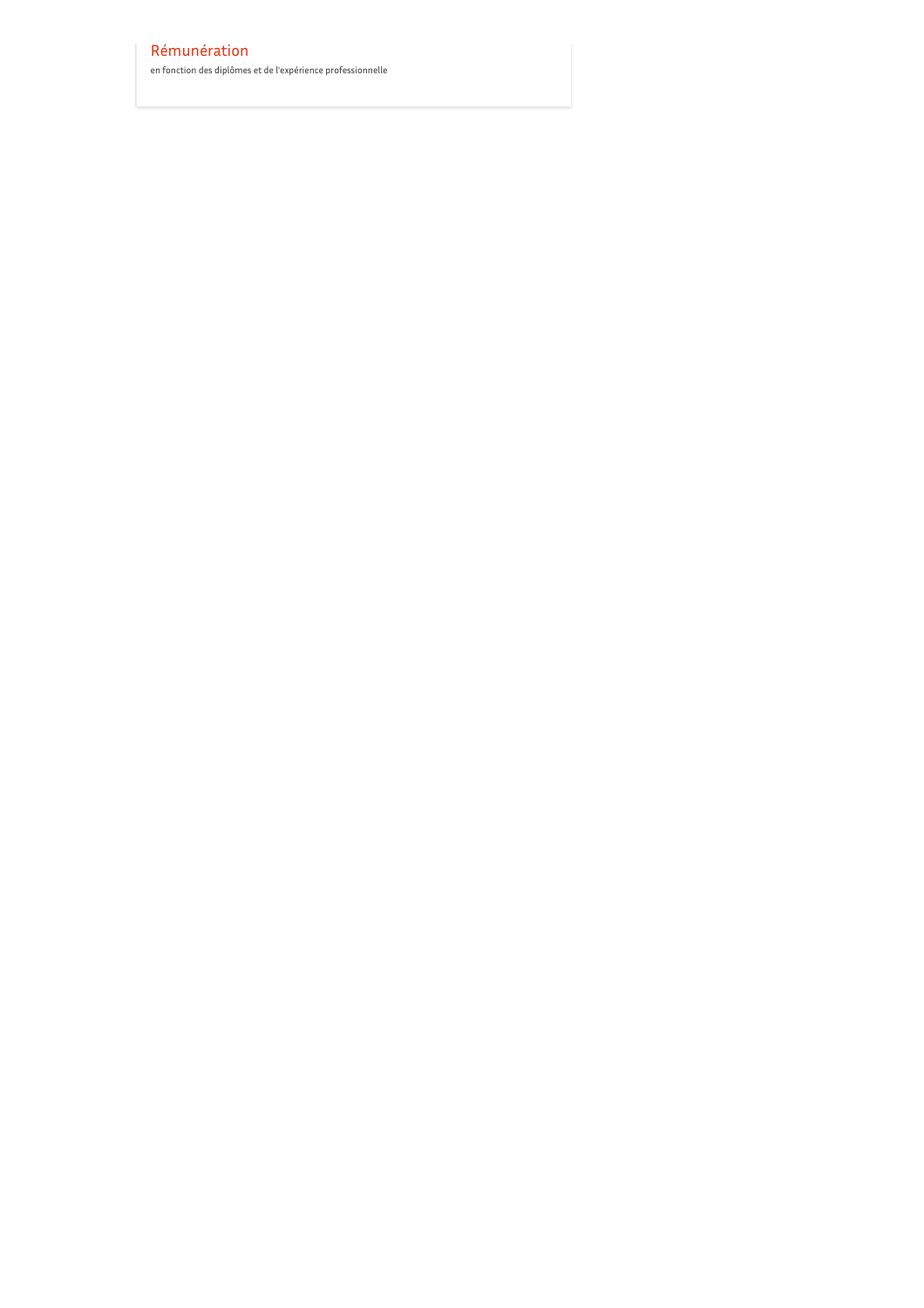## Rémunération

en fonction des diplômes et de l'expérience professionnelle